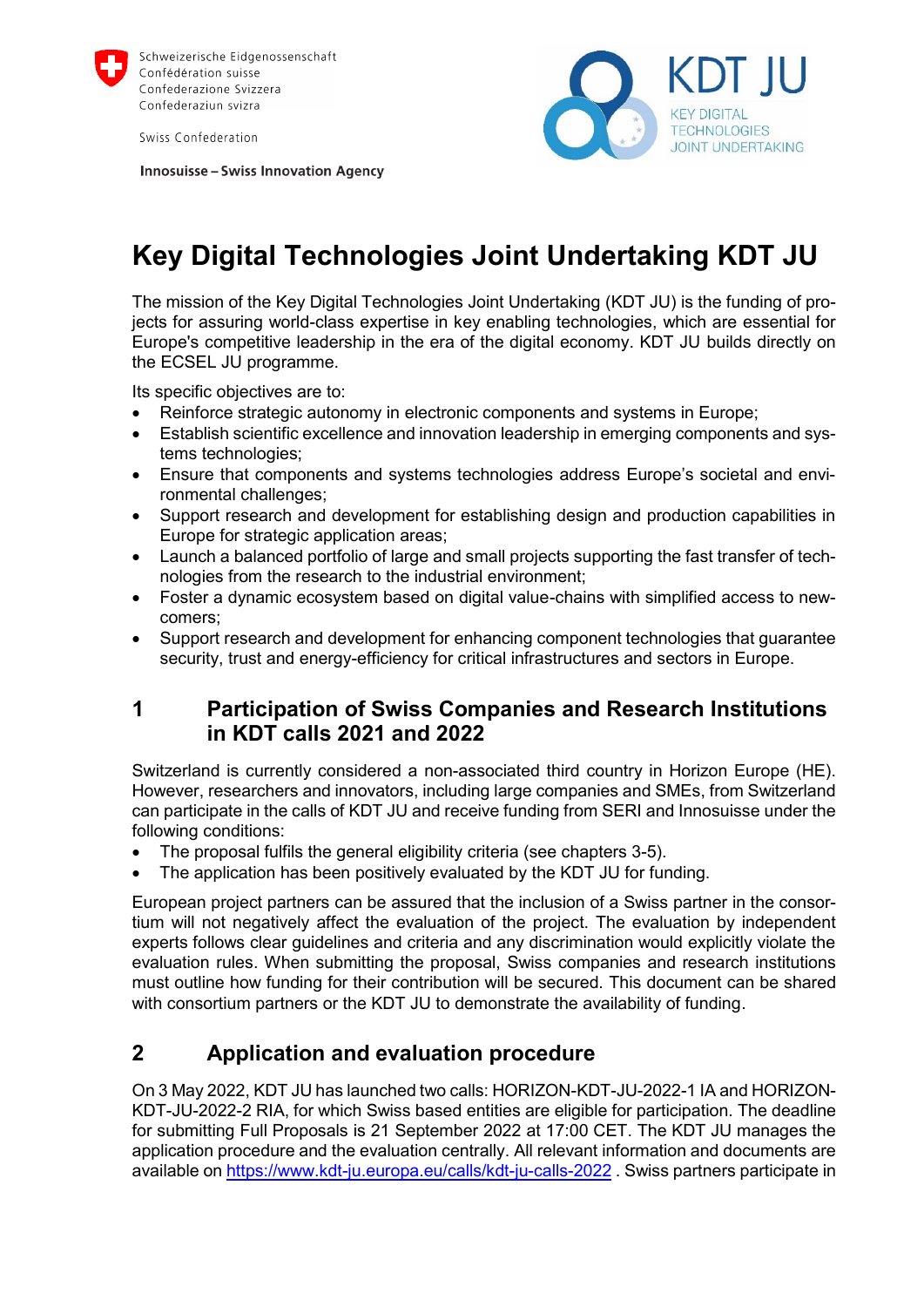Schweizerische Eidgenossenschaft
Confédération suisse
Confederazione Svizzera
Confederaziun svizra

Swiss Confederation

**Innosuisse – Swiss Innovation Agency**

KDT JU
KEY DIGITAL TECHNOLOGIES JOINT UNDERTAKING

# Key Digital Technologies Joint Undertaking KDT JU

The mission of the Key Digital Technologies Joint Undertaking (KDT JU) is the funding of projects for assuring world-class expertise in key enabling technologies, which are essential for Europe's competitive leadership in the era of the digital economy. KDT JU builds directly on the ECSEL JU programme.

Its specific objectives are to:

- Reinforce strategic autonomy in electronic components and systems in Europe;
- Establish scientific excellence and innovation leadership in emerging components and systems technologies;
- Ensure that components and systems technologies address Europe's societal and environmental challenges;
- Support research and development for establishing design and production capabilities in Europe for strategic application areas;
- Launch a balanced portfolio of large and small projects supporting the fast transfer of technologies from the research to the industrial environment;
- Foster a dynamic ecosystem based on digital value-chains with simplified access to newcomers;
- Support research and development for enhancing component technologies that guarantee security, trust and energy-efficiency for critical infrastructures and sectors in Europe.

## 1 Participation of Swiss Companies and Research Institutions in KDT calls 2021 and 2022

Switzerland is currently considered a non-associated third country in Horizon Europe (HE). However, researchers and innovators, including large companies and SMEs, from Switzerland can participate in the calls of KDT JU and receive funding from SERI and Innosuisse under the following conditions:

- The proposal fulfils the general eligibility criteria (see chapters 3-5).
- The application has been positively evaluated by the KDT JU for funding.

European project partners can be assured that the inclusion of a Swiss partner in the consortium will not negatively affect the evaluation of the project. The evaluation by independent experts follows clear guidelines and criteria and any discrimination would explicitly violate the evaluation rules. When submitting the proposal, Swiss companies and research institutions must outline how funding for their contribution will be secured. This document can be shared with consortium partners or the KDT JU to demonstrate the availability of funding.

## 2 Application and evaluation procedure

On 3 May 2022, KDT JU has launched two calls: HORIZON-KDT-JU-2022-1 IA and HORIZON-KDT-JU-2022-2 RIA, for which Swiss based entities are eligible for participation. The deadline for submitting Full Proposals is 21 September 2022 at 17:00 CET. The KDT JU manages the application procedure and the evaluation centrally. All relevant information and documents are available on [https://www.kdt-ju.europa.eu/calls/kdt-ju-calls-2022](https://www.kdt-ju.europa.eu/calls/kdt-ju-calls-2022) . Swiss partners participate in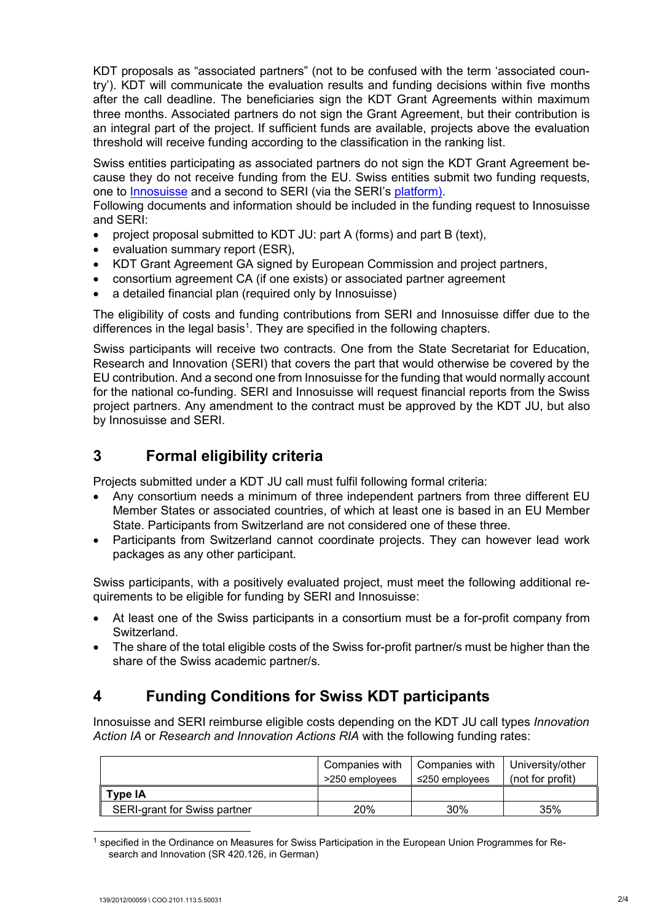KDT proposals as "associated partners" (not to be confused with the term 'associated country'). KDT will communicate the evaluation results and funding decisions within five months after the call deadline. The beneficiaries sign the KDT Grant Agreements within maximum three months. Associated partners do not sign the Grant Agreement, but their contribution is an integral part of the project. If sufficient funds are available, projects above the evaluation threshold will receive funding according to the classification in the ranking list.

Swiss entities participating as associated partners do not sign the KDT Grant Agreement because they do not receive funding from the EU. Swiss entities submit two funding requests, one to Innosuisse and a second to SERI (via the SERI's platform).
Following documents and information should be included in the funding request to Innosuisse and SERI:

- project proposal submitted to KDT JU: part A (forms) and part B (text),
- evaluation summary report (ESR),
- KDT Grant Agreement GA signed by European Commission and project partners,
- consortium agreement CA (if one exists) or associated partner agreement
- a detailed financial plan (required only by Innosuisse)

The eligibility of costs and funding contributions from SERI and Innosuisse differ due to the differences in the legal basis[1]. They are specified in the following chapters.

Swiss participants will receive two contracts. One from the State Secretariat for Education, Research and Innovation (SERI) that covers the part that would otherwise be covered by the EU contribution. And a second one from Innosuisse for the funding that would normally account for the national co-funding. SERI and Innosuisse will request financial reports from the Swiss project partners. Any amendment to the contract must be approved by the KDT JU, but also by Innosuisse and SERI.

# 3 Formal eligibility criteria

Projects submitted under a KDT JU call must fulfil following formal criteria:

- Any consortium needs a minimum of three independent partners from three different EU Member States or associated countries, of which at least one is based in an EU Member State. Participants from Switzerland are not considered one of these three.
- Participants from Switzerland cannot coordinate projects. They can however lead work packages as any other participant.

Swiss participants, with a positively evaluated project, must meet the following additional requirements to be eligible for funding by SERI and Innosuisse:

- At least one of the Swiss participants in a consortium must be a for-profit company from Switzerland.
- The share of the total eligible costs of the Swiss for-profit partner/s must be higher than the share of the Swiss academic partner/s.

# 4 Funding Conditions for Swiss KDT participants

Innosuisse and SERI reimburse eligible costs depending on the KDT JU call types *Innovation Action IA* or *Research and Innovation Actions RIA* with the following funding rates:

| | Companies with >250 employees | Companies with ≤250 employees | University/other (not for profit) |
|---|---|---|---|
| **Type IA** | | | |
| SERI-grant for Swiss partner | 20% | 30% | 35% |

[1] specified in the Ordinance on Measures for Swiss Participation in the European Union Programmes for Research and Innovation (SR 420.126, in German)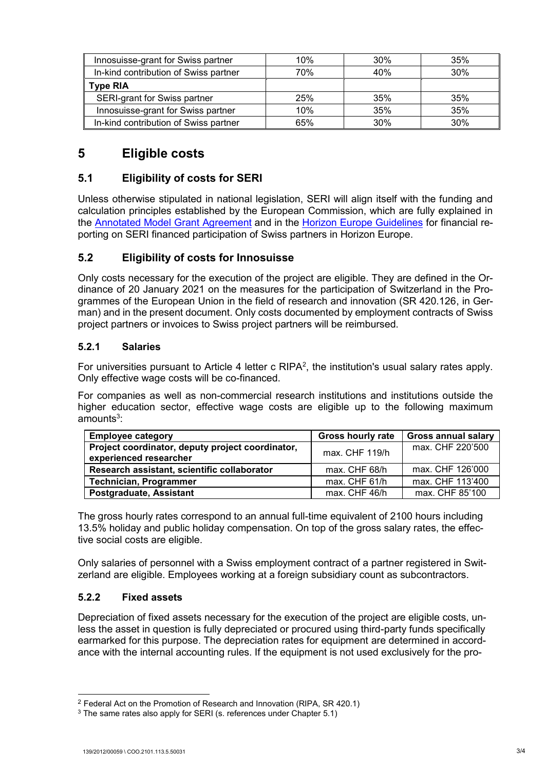| | | | |
|---|---|---|---|
| Innosuisse-grant for Swiss partner | 10% | 30% | 35% |
| In-kind contribution of Swiss partner | 70% | 40% | 30% |
| **Type RIA** | | | |
| SERI-grant for Swiss partner | 25% | 35% | 35% |
| Innosuisse-grant for Swiss partner | 10% | 35% | 35% |
| In-kind contribution of Swiss partner | 65% | 30% | 30% |

# 5 Eligible costs

## 5.1 Eligibility of costs for SERI

Unless otherwise stipulated in national legislation, SERI will align itself with the funding and calculation principles established by the European Commission, which are fully explained in the Annotated Model Grant Agreement and in the Horizon Europe Guidelines for financial reporting on SERI financed participation of Swiss partners in Horizon Europe.

## 5.2 Eligibility of costs for Innosuisse

Only costs necessary for the execution of the project are eligible. They are defined in the Ordinance of 20 January 2021 on the measures for the participation of Switzerland in the Programmes of the European Union in the field of research and innovation (SR 420.126, in German) and in the present document. Only costs documented by employment contracts of Swiss project partners or invoices to Swiss project partners will be reimbursed.

### 5.2.1 Salaries

For universities pursuant to Article 4 letter c RIPA[2], the institution's usual salary rates apply. Only effective wage costs will be co-financed.

For companies as well as non-commercial research institutions and institutions outside the higher education sector, effective wage costs are eligible up to the following maximum amounts[3]:

| Employee category | Gross hourly rate | Gross annual salary |
|---|---|---|
| **Project coordinator, deputy project coordinator, experienced researcher** | max. CHF 119/h | max. CHF 220'500 |
| **Research assistant, scientific collaborator** | max. CHF 68/h | max. CHF 126'000 |
| **Technician, Programmer** | max. CHF 61/h | max. CHF 113'400 |
| **Postgraduate, Assistant** | max. CHF 46/h | max. CHF 85'100 |

The gross hourly rates correspond to an annual full-time equivalent of 2100 hours including 13.5% holiday and public holiday compensation. On top of the gross salary rates, the effective social costs are eligible.

Only salaries of personnel with a Swiss employment contract of a partner registered in Switzerland are eligible. Employees working at a foreign subsidiary count as subcontractors.

### 5.2.2 Fixed assets

Depreciation of fixed assets necessary for the execution of the project are eligible costs, unless the asset in question is fully depreciated or procured using third-party funds specifically earmarked for this purpose. The depreciation rates for equipment are determined in accordance with the internal accounting rules. If the equipment is not used exclusively for the pro-

---

[2] Federal Act on the Promotion of Research and Innovation (RIPA, SR 420.1)

[3] The same rates also apply for SERI (s. references under Chapter 5.1)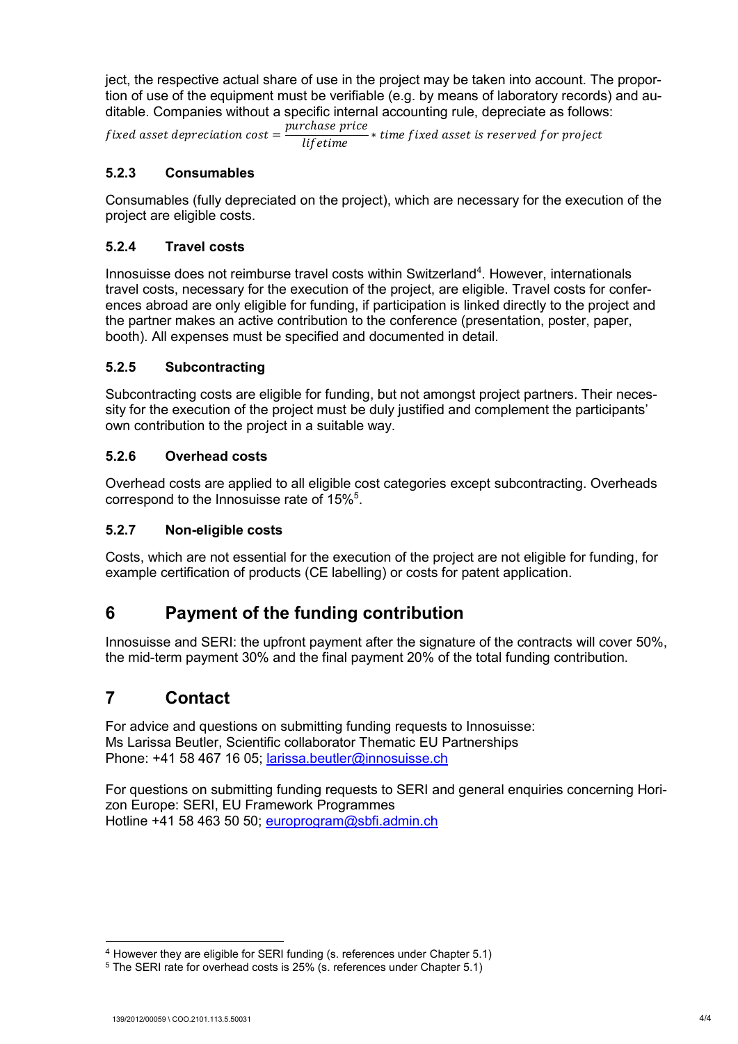ject, the respective actual share of use in the project may be taken into account. The proportion of use of the equipment must be verifiable (e.g. by means of laboratory records) and auditable. Companies without a specific internal accounting rule, depreciate as follows:

$$fixed\ asset\ depreciation\ cost = \frac{purchase\ price}{lifetime} * time\ fixed\ asset\ is\ reserved\ for\ project$$

### 5.2.3 Consumables

Consumables (fully depreciated on the project), which are necessary for the execution of the project are eligible costs.

### 5.2.4 Travel costs

Innosuisse does not reimburse travel costs within Switzerland[4]. However, internationals travel costs, necessary for the execution of the project, are eligible. Travel costs for conferences abroad are only eligible for funding, if participation is linked directly to the project and the partner makes an active contribution to the conference (presentation, poster, paper, booth). All expenses must be specified and documented in detail.

### 5.2.5 Subcontracting

Subcontracting costs are eligible for funding, but not amongst project partners. Their necessity for the execution of the project must be duly justified and complement the participants' own contribution to the project in a suitable way.

### 5.2.6 Overhead costs

Overhead costs are applied to all eligible cost categories except subcontracting. Overheads correspond to the Innosuisse rate of 15%[5].

### 5.2.7 Non-eligible costs

Costs, which are not essential for the execution of the project are not eligible for funding, for example certification of products (CE labelling) or costs for patent application.

# 6 Payment of the funding contribution

Innosuisse and SERI: the upfront payment after the signature of the contracts will cover 50%, the mid-term payment 30% and the final payment 20% of the total funding contribution.

# 7 Contact

For advice and questions on submitting funding requests to Innosuisse:
Ms Larissa Beutler, Scientific collaborator Thematic EU Partnerships
Phone: +41 58 467 16 05; larissa.beutler@innosuisse.ch

For questions on submitting funding requests to SERI and general enquiries concerning Horizon Europe: SERI, EU Framework Programmes
Hotline +41 58 463 50 50; europrogram@sbfi.admin.ch

---

[4] However they are eligible for SERI funding (s. references under Chapter 5.1)

[5] The SERI rate for overhead costs is 25% (s. references under Chapter 5.1)

139/2012/00059 \ COO.2101.113.5.50031